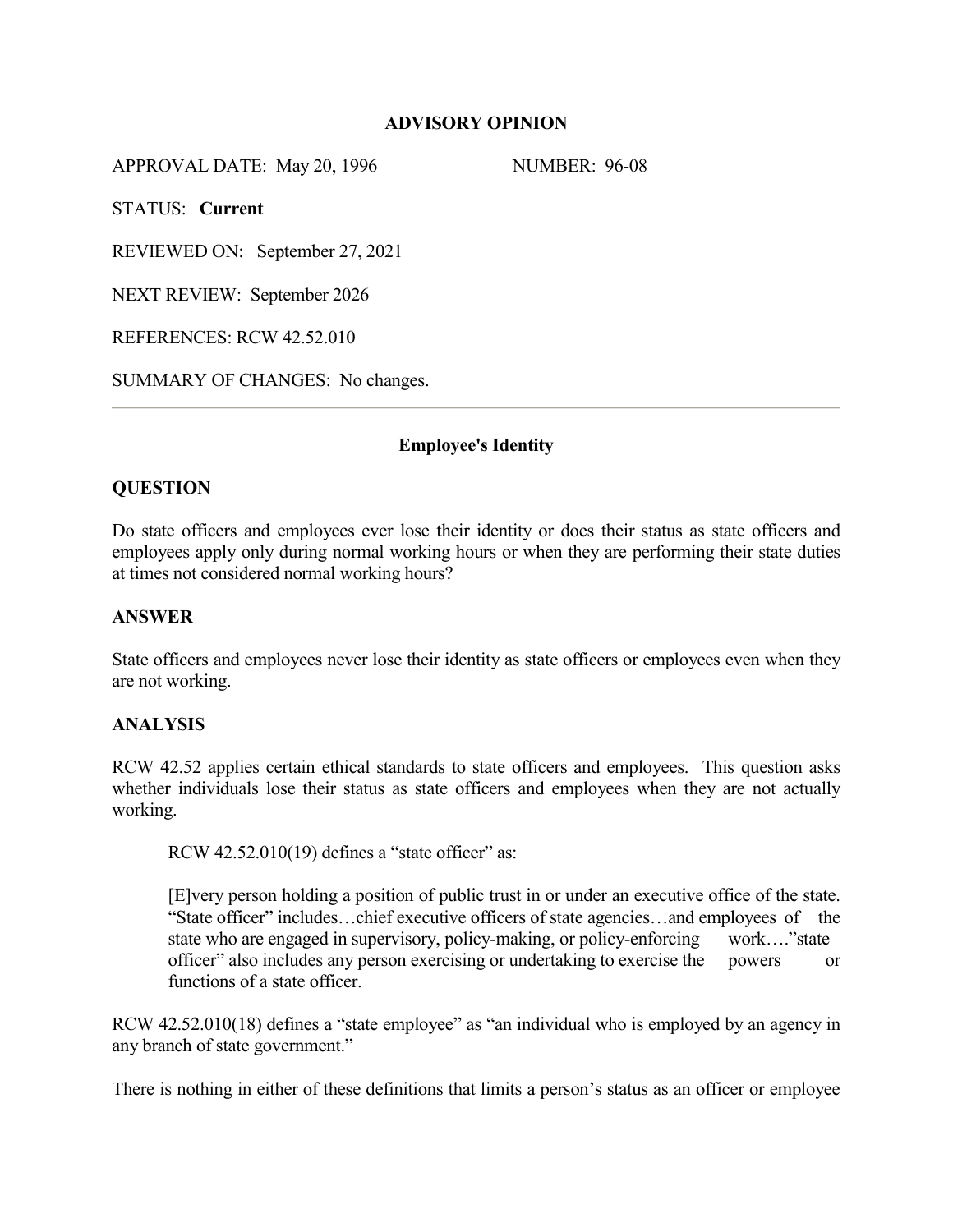**ADVISORY OPINION**

APPROVAL DATE: May 20, 1996 NUMBER: 96-08

STATUS: **Current**

REVIEWED ON: September 27, 2021

NEXT REVIEW: September 2026

REFERENCES: RCW 42.52.010

SUMMARY OF CHANGES: No changes.

---

**Employee's Identity**

**QUESTION**

Do state officers and employees ever lose their identity or does their status as state officers and employees apply only during normal working hours or when they are performing their state duties at times not considered normal working hours?

**ANSWER**

State officers and employees never lose their identity as state officers or employees even when they are not working.

**ANALYSIS**

RCW 42.52 applies certain ethical standards to state officers and employees. This question asks whether individuals lose their status as state officers and employees when they are not actually working.

> RCW 42.52.010(19) defines a "state officer" as:
>
> [E]very person holding a position of public trust in or under an executive office of the state. "State officer" includes…chief executive officers of state agencies…and employees of the state who are engaged in supervisory, policy-making, or policy-enforcing work…."state officer" also includes any person exercising or undertaking to exercise the powers or functions of a state officer.

RCW 42.52.010(18) defines a "state employee" as "an individual who is employed by an agency in any branch of state government."

There is nothing in either of these definitions that limits a person's status as an officer or employee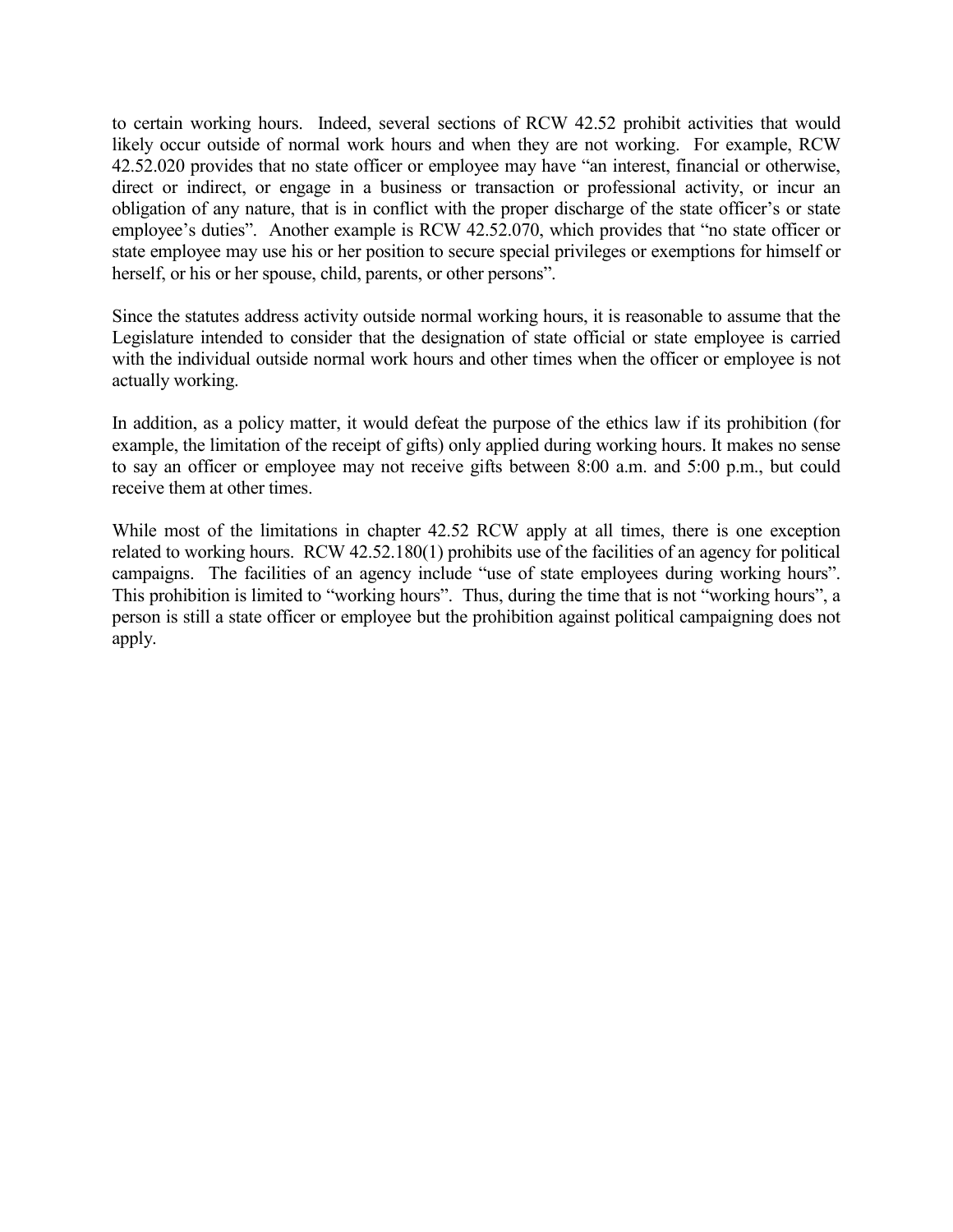to certain working hours. Indeed, several sections of RCW 42.52 prohibit activities that would likely occur outside of normal work hours and when they are not working. For example, RCW 42.52.020 provides that no state officer or employee may have "an interest, financial or otherwise, direct or indirect, or engage in a business or transaction or professional activity, or incur an obligation of any nature, that is in conflict with the proper discharge of the state officer's or state employee's duties". Another example is RCW 42.52.070, which provides that "no state officer or state employee may use his or her position to secure special privileges or exemptions for himself or herself, or his or her spouse, child, parents, or other persons".

Since the statutes address activity outside normal working hours, it is reasonable to assume that the Legislature intended to consider that the designation of state official or state employee is carried with the individual outside normal work hours and other times when the officer or employee is not actually working.

In addition, as a policy matter, it would defeat the purpose of the ethics law if its prohibition (for example, the limitation of the receipt of gifts) only applied during working hours. It makes no sense to say an officer or employee may not receive gifts between 8:00 a.m. and 5:00 p.m., but could receive them at other times.

While most of the limitations in chapter 42.52 RCW apply at all times, there is one exception related to working hours. RCW 42.52.180(1) prohibits use of the facilities of an agency for political campaigns. The facilities of an agency include "use of state employees during working hours". This prohibition is limited to "working hours". Thus, during the time that is not "working hours", a person is still a state officer or employee but the prohibition against political campaigning does not apply.